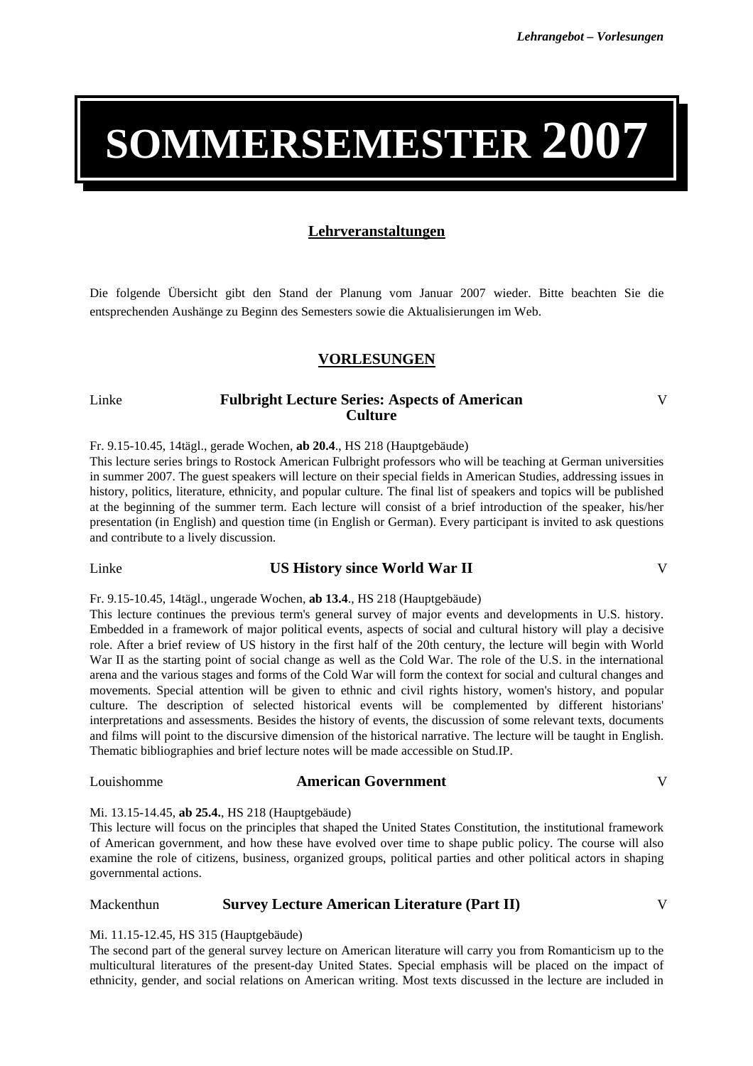# SOMMERSEMESTER 2007

## Lehrveranstaltungen

Die folgende Übersicht gibt den Stand der Planung vom Januar 2007 wieder. Bitte beachten Sie die entsprechenden Aushänge zu Beginn des Semesters sowie die Aktualisierungen im Web.

## VORLESUNGEN

### Linke — Fulbright Lecture Series: Aspects of American Culture — V

Fr. 9.15-10.45, 14tägl., gerade Wochen, **ab 20.4**., HS 218 (Hauptgebäude)

This lecture series brings to Rostock American Fulbright professors who will be teaching at German universities in summer 2007. The guest speakers will lecture on their special fields in American Studies, addressing issues in history, politics, literature, ethnicity, and popular culture. The final list of speakers and topics will be published at the beginning of the summer term. Each lecture will consist of a brief introduction of the speaker, his/her presentation (in English) and question time (in English or German). Every participant is invited to ask questions and contribute to a lively discussion.

### Linke — US History since World War II — V

Fr. 9.15-10.45, 14tägl., ungerade Wochen, **ab 13.4**., HS 218 (Hauptgebäude)

This lecture continues the previous term's general survey of major events and developments in U.S. history. Embedded in a framework of major political events, aspects of social and cultural history will play a decisive role. After a brief review of US history in the first half of the 20th century, the lecture will begin with World War II as the starting point of social change as well as the Cold War. The role of the U.S. in the international arena and the various stages and forms of the Cold War will form the context for social and cultural changes and movements. Special attention will be given to ethnic and civil rights history, women's history, and popular culture. The description of selected historical events will be complemented by different historians' interpretations and assessments. Besides the history of events, the discussion of some relevant texts, documents and films will point to the discursive dimension of the historical narrative. The lecture will be taught in English. Thematic bibliographies and brief lecture notes will be made accessible on Stud.IP.

### Louishomme — American Government — V

Mi. 13.15-14.45, **ab 25.4.**, HS 218 (Hauptgebäude)

This lecture will focus on the principles that shaped the United States Constitution, the institutional framework of American government, and how these have evolved over time to shape public policy. The course will also examine the role of citizens, business, organized groups, political parties and other political actors in shaping governmental actions.

### Mackenthun — Survey Lecture American Literature (Part II) — V

Mi. 11.15-12.45, HS 315 (Hauptgebäude)

The second part of the general survey lecture on American literature will carry you from Romanticism up to the multicultural literatures of the present-day United States. Special emphasis will be placed on the impact of ethnicity, gender, and social relations on American writing. Most texts discussed in the lecture are included in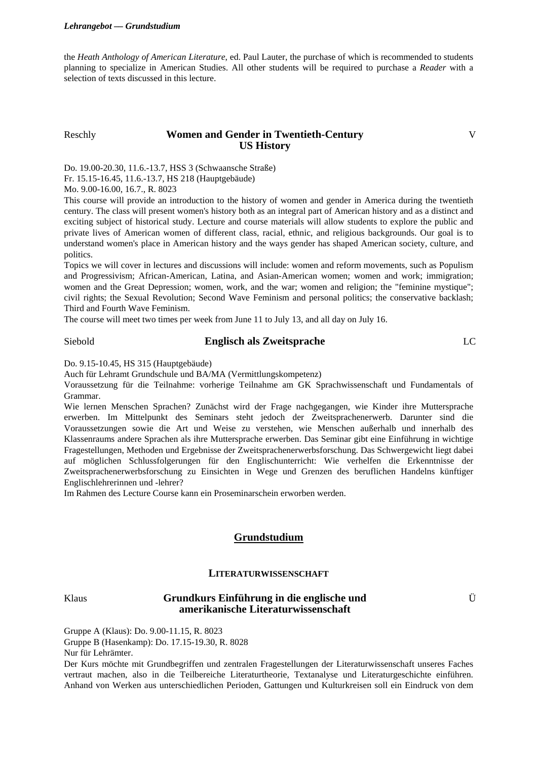the *Heath Anthology of American Literature*, ed. Paul Lauter, the purchase of which is recommended to students planning to specialize in American Studies. All other students will be required to purchase a *Reader* with a selection of texts discussed in this lecture.

Reschly **Women and Gender in Twentieth-Century US History** V

Do. 19.00-20.30, 11.6.-13.7, HSS 3 (Schwaansche Straße)
Fr. 15.15-16.45, 11.6.-13.7, HS 218 (Hauptgebäude)
Mo. 9.00-16.00, 16.7., R. 8023

This course will provide an introduction to the history of women and gender in America during the twentieth century. The class will present women's history both as an integral part of American history and as a distinct and exciting subject of historical study. Lecture and course materials will allow students to explore the public and private lives of American women of different class, racial, ethnic, and religious backgrounds. Our goal is to understand women's place in American history and the ways gender has shaped American society, culture, and politics.

Topics we will cover in lectures and discussions will include: women and reform movements, such as Populism and Progressivism; African-American, Latina, and Asian-American women; women and work; immigration; women and the Great Depression; women, work, and the war; women and religion; the "feminine mystique"; civil rights; the Sexual Revolution; Second Wave Feminism and personal politics; the conservative backlash; Third and Fourth Wave Feminism.

The course will meet two times per week from June 11 to July 13, and all day on July 16.

Siebold **Englisch als Zweitsprache** LC

Do. 9.15-10.45, HS 315 (Hauptgebäude)
Auch für Lehramt Grundschule und BA/MA (Vermittlungskompetenz)
Voraussetzung für die Teilnahme: vorherige Teilnahme am GK Sprachwissenschaft und Fundamentals of Grammar.

Wie lernen Menschen Sprachen? Zunächst wird der Frage nachgegangen, wie Kinder ihre Muttersprache erwerben. Im Mittelpunkt des Seminars steht jedoch der Zweitsprachenerwerb. Darunter sind die Voraussetzungen sowie die Art und Weise zu verstehen, wie Menschen außerhalb und innerhalb des Klassenraums andere Sprachen als ihre Muttersprache erwerben. Das Seminar gibt eine Einführung in wichtige Fragestellungen, Methoden und Ergebnisse der Zweitsprachenerwerbsforschung. Das Schwergewicht liegt dabei auf möglichen Schlussfolgerungen für den Englischunterricht: Wie verhelfen die Erkenntnisse der Zweitsprachenerwerbsforschung zu Einsichten in Wege und Grenzen des beruflichen Handelns künftiger Englischlehrerinnen und -lehrer?

Im Rahmen des Lecture Course kann ein Proseminarschein erworben werden.

## Grundstudium

### Literaturwissenschaft

Klaus **Grundkurs Einführung in die englische und amerikanische Literaturwissenschaft** Ü

Gruppe A (Klaus): Do. 9.00-11.15, R. 8023
Gruppe B (Hasenkamp): Do. 17.15-19.30, R. 8028
Nur für Lehrämter.

Der Kurs möchte mit Grundbegriffen und zentralen Fragestellungen der Literaturwissenschaft unseres Faches vertraut machen, also in die Teilbereiche Literaturtheorie, Textanalyse und Literaturgeschichte einführen. Anhand von Werken aus unterschiedlichen Perioden, Gattungen und Kulturkreisen soll ein Eindruck von dem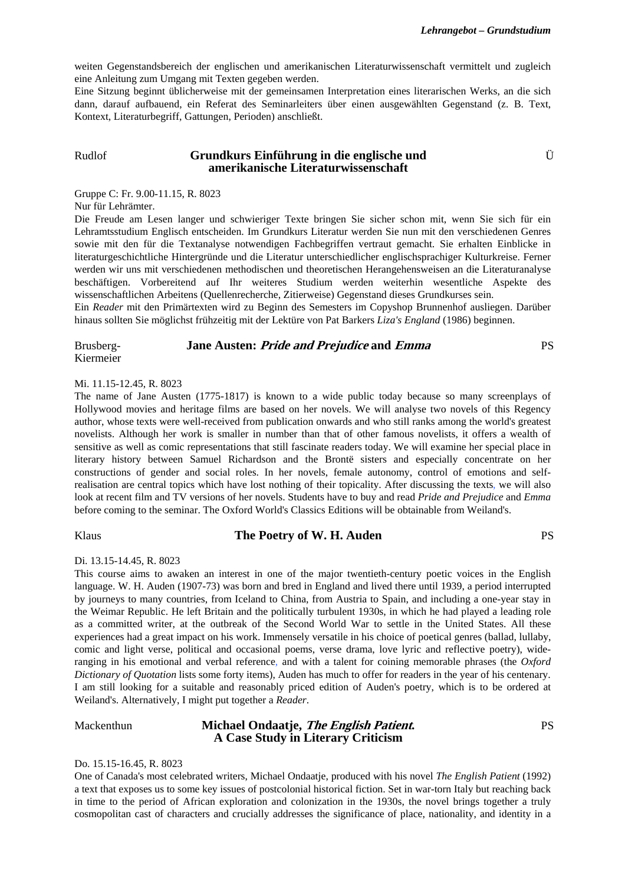weiten Gegenstandsbereich der englischen und amerikanischen Literaturwissenschaft vermittelt und zugleich eine Anleitung zum Umgang mit Texten gegeben werden.
Eine Sitzung beginnt üblicherweise mit der gemeinsamen Interpretation eines literarischen Werks, an die sich dann, darauf aufbauend, ein Referat des Seminarleiters über einen ausgewählten Gegenstand (z. B. Text, Kontext, Literaturbegriff, Gattungen, Perioden) anschließt.

Rudlof | **Grundkurs Einführung in die englische und amerikanische Literaturwissenschaft** | Ü

Gruppe C: Fr. 9.00-11.15, R. 8023
Nur für Lehrämter.
Die Freude am Lesen langer und schwieriger Texte bringen Sie sicher schon mit, wenn Sie sich für ein Lehramtsstudium Englisch entscheiden. Im Grundkurs Literatur werden Sie nun mit den verschiedenen Genres sowie mit den für die Textanalyse notwendigen Fachbegriffen vertraut gemacht. Sie erhalten Einblicke in literaturgeschichtliche Hintergründe und die Literatur unterschiedlicher englischsprachiger Kulturkreise. Ferner werden wir uns mit verschiedenen methodischen und theoretischen Herangehensweisen an die Literaturanalyse beschäftigen. Vorbereitend auf Ihr weiteres Studium werden weiterhin wesentliche Aspekte des wissenschaftlichen Arbeitens (Quellenrecherche, Zitierweise) Gegenstand dieses Grundkurses sein.
Ein *Reader* mit den Primärtexten wird zu Beginn des Semesters im Copyshop Brunnenhof ausliegen. Darüber hinaus sollten Sie möglichst frühzeitig mit der Lektüre von Pat Barkers *Liza's England* (1986) beginnen.

Brusberg-Kiermeier | **Jane Austen: *Pride and Prejudice* and *Emma*** | PS

Mi. 11.15-12.45, R. 8023
The name of Jane Austen (1775-1817) is known to a wide public today because so many screenplays of Hollywood movies and heritage films are based on her novels. We will analyse two novels of this Regency author, whose texts were well-received from publication onwards and who still ranks among the world's greatest novelists. Although her work is smaller in number than that of other famous novelists, it offers a wealth of sensitive as well as comic representations that still fascinate readers today. We will examine her special place in literary history between Samuel Richardson and the Brontë sisters and especially concentrate on her constructions of gender and social roles. In her novels, female autonomy, control of emotions and self-realisation are central topics which have lost nothing of their topicality. After discussing the texts, we will also look at recent film and TV versions of her novels. Students have to buy and read *Pride and Prejudice* and *Emma* before coming to the seminar. The Oxford World's Classics Editions will be obtainable from Weiland's.

Klaus | **The Poetry of W. H. Auden** | PS

Di. 13.15-14.45, R. 8023
This course aims to awaken an interest in one of the major twentieth-century poetic voices in the English language. W. H. Auden (1907-73) was born and bred in England and lived there until 1939, a period interrupted by journeys to many countries, from Iceland to China, from Austria to Spain, and including a one-year stay in the Weimar Republic. He left Britain and the politically turbulent 1930s, in which he had played a leading role as a committed writer, at the outbreak of the Second World War to settle in the United States. All these experiences had a great impact on his work. Immensely versatile in his choice of poetical genres (ballad, lullaby, comic and light verse, political and occasional poems, verse drama, love lyric and reflective poetry), wide-ranging in his emotional and verbal reference, and with a talent for coining memorable phrases (the *Oxford Dictionary of Quotation* lists some forty items), Auden has much to offer for readers in the year of his centenary. I am still looking for a suitable and reasonably priced edition of Auden's poetry, which is to be ordered at Weiland's. Alternatively, I might put together a *Reader*.

Mackenthun | **Michael Ondaatje, *The English Patient*. A Case Study in Literary Criticism** | PS

Do. 15.15-16.45, R. 8023
One of Canada's most celebrated writers, Michael Ondaatje, produced with his novel *The English Patient* (1992) a text that exposes us to some key issues of postcolonial historical fiction. Set in war-torn Italy but reaching back in time to the period of African exploration and colonization in the 1930s, the novel brings together a truly cosmopolitan cast of characters and crucially addresses the significance of place, nationality, and identity in a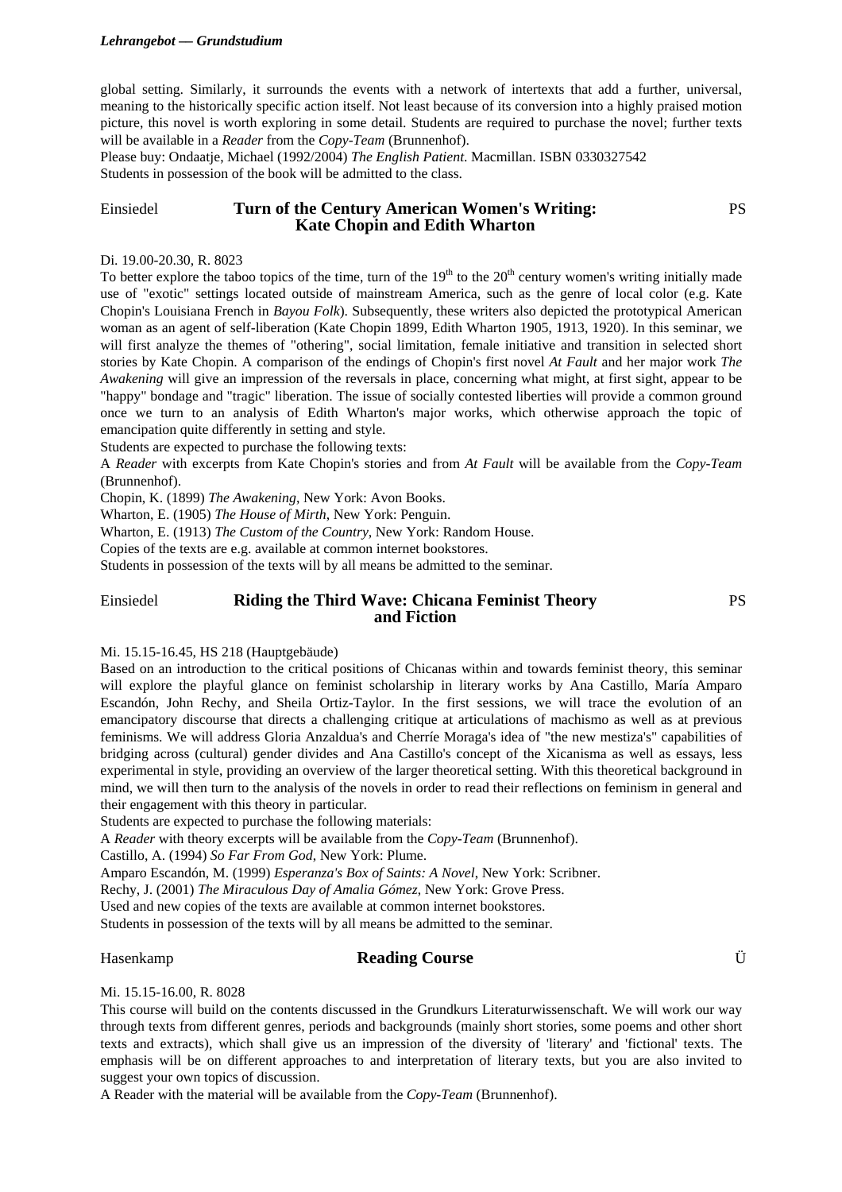global setting. Similarly, it surrounds the events with a network of intertexts that add a further, universal, meaning to the historically specific action itself. Not least because of its conversion into a highly praised motion picture, this novel is worth exploring in some detail. Students are required to purchase the novel; further texts will be available in a *Reader* from the *Copy-Team* (Brunnenhof).

Please buy: Ondaatje, Michael (1992/2004) *The English Patient*. Macmillan. ISBN 0330327542

Students in possession of the book will be admitted to the class.

Einsiedel **Turn of the Century American Women's Writing: Kate Chopin and Edith Wharton** PS

Di. 19.00-20.30, R. 8023

To better explore the taboo topics of the time, turn of the 19th to the 20th century women's writing initially made use of "exotic" settings located outside of mainstream America, such as the genre of local color (e.g. Kate Chopin's Louisiana French in *Bayou Folk*). Subsequently, these writers also depicted the prototypical American woman as an agent of self-liberation (Kate Chopin 1899, Edith Wharton 1905, 1913, 1920). In this seminar, we will first analyze the themes of "othering", social limitation, female initiative and transition in selected short stories by Kate Chopin. A comparison of the endings of Chopin's first novel *At Fault* and her major work *The Awakening* will give an impression of the reversals in place, concerning what might, at first sight, appear to be "happy" bondage and "tragic" liberation. The issue of socially contested liberties will provide a common ground once we turn to an analysis of Edith Wharton's major works, which otherwise approach the topic of emancipation quite differently in setting and style.

Students are expected to purchase the following texts:

A *Reader* with excerpts from Kate Chopin's stories and from *At Fault* will be available from the *Copy-Team* (Brunnenhof).

Chopin, K. (1899) *The Awakening*, New York: Avon Books.

Wharton, E. (1905) *The House of Mirth*, New York: Penguin.

Wharton, E. (1913) *The Custom of the Country*, New York: Random House.

Copies of the texts are e.g. available at common internet bookstores.

Students in possession of the texts will by all means be admitted to the seminar.

Einsiedel **Riding the Third Wave: Chicana Feminist Theory and Fiction** PS

Mi. 15.15-16.45, HS 218 (Hauptgebäude)

Based on an introduction to the critical positions of Chicanas within and towards feminist theory, this seminar will explore the playful glance on feminist scholarship in literary works by Ana Castillo, María Amparo Escandón, John Rechy, and Sheila Ortiz-Taylor. In the first sessions, we will trace the evolution of an emancipatory discourse that directs a challenging critique at articulations of machismo as well as at previous feminisms. We will address Gloria Anzaldua's and Cherríe Moraga's idea of "the new mestiza's" capabilities of bridging across (cultural) gender divides and Ana Castillo's concept of the Xicanisma as well as essays, less experimental in style, providing an overview of the larger theoretical setting. With this theoretical background in mind, we will then turn to the analysis of the novels in order to read their reflections on feminism in general and their engagement with this theory in particular.

Students are expected to purchase the following materials:

A *Reader* with theory excerpts will be available from the *Copy-Team* (Brunnenhof).

Castillo, A. (1994) *So Far From God*, New York: Plume.

Amparo Escandón, M. (1999) *Esperanza's Box of Saints: A Novel*, New York: Scribner.

Rechy, J. (2001) *The Miraculous Day of Amalia Gómez*, New York: Grove Press.

Used and new copies of the texts are available at common internet bookstores.

Students in possession of the texts will by all means be admitted to the seminar.

Hasenkamp **Reading Course** Ü

Mi. 15.15-16.00, R. 8028

This course will build on the contents discussed in the Grundkurs Literaturwissenschaft. We will work our way through texts from different genres, periods and backgrounds (mainly short stories, some poems and other short texts and extracts), which shall give us an impression of the diversity of 'literary' and 'fictional' texts. The emphasis will be on different approaches to and interpretation of literary texts, but you are also invited to suggest your own topics of discussion.

A Reader with the material will be available from the *Copy-Team* (Brunnenhof).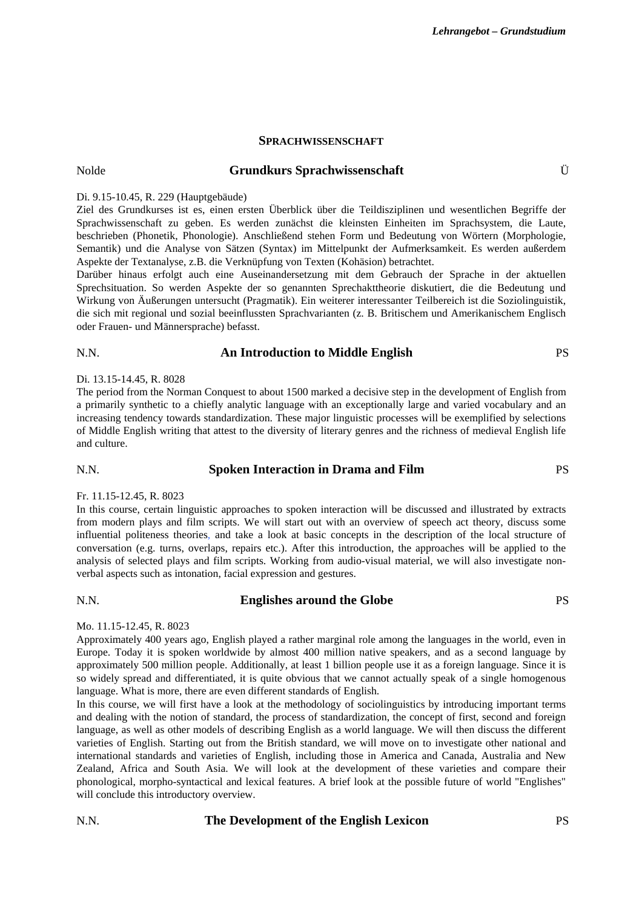## Sprachwissenschaft

Nolde **Grundkurs Sprachwissenschaft** Ü

Di. 9.15-10.45, R. 229 (Hauptgebäude)

Ziel des Grundkurses ist es, einen ersten Überblick über die Teildisziplinen und wesentlichen Begriffe der Sprachwissenschaft zu geben. Es werden zunächst die kleinsten Einheiten im Sprachsystem, die Laute, beschrieben (Phonetik, Phonologie). Anschließend stehen Form und Bedeutung von Wörtern (Morphologie, Semantik) und die Analyse von Sätzen (Syntax) im Mittelpunkt der Aufmerksamkeit. Es werden außerdem Aspekte der Textanalyse, z.B. die Verknüpfung von Texten (Kohäsion) betrachtet.

Darüber hinaus erfolgt auch eine Auseinandersetzung mit dem Gebrauch der Sprache in der aktuellen Sprechsituation. So werden Aspekte der so genannten Sprechakttheorie diskutiert, die die Bedeutung und Wirkung von Äußerungen untersucht (Pragmatik). Ein weiterer interessanter Teilbereich ist die Soziolinguistik, die sich mit regional und sozial beeinflussten Sprachvarianten (z. B. Britischem und Amerikanischem Englisch oder Frauen- und Männersprache) befasst.

N.N. **An Introduction to Middle English** PS

Di. 13.15-14.45, R. 8028

The period from the Norman Conquest to about 1500 marked a decisive step in the development of English from a primarily synthetic to a chiefly analytic language with an exceptionally large and varied vocabulary and an increasing tendency towards standardization. These major linguistic processes will be exemplified by selections of Middle English writing that attest to the diversity of literary genres and the richness of medieval English life and culture.

N.N. **Spoken Interaction in Drama and Film** PS

Fr. 11.15-12.45, R. 8023

In this course, certain linguistic approaches to spoken interaction will be discussed and illustrated by extracts from modern plays and film scripts. We will start out with an overview of speech act theory, discuss some influential politeness theories, and take a look at basic concepts in the description of the local structure of conversation (e.g. turns, overlaps, repairs etc.). After this introduction, the approaches will be applied to the analysis of selected plays and film scripts. Working from audio-visual material, we will also investigate non-verbal aspects such as intonation, facial expression and gestures.

N.N. **Englishes around the Globe** PS

Mo. 11.15-12.45, R. 8023

Approximately 400 years ago, English played a rather marginal role among the languages in the world, even in Europe. Today it is spoken worldwide by almost 400 million native speakers, and as a second language by approximately 500 million people. Additionally, at least 1 billion people use it as a foreign language. Since it is so widely spread and differentiated, it is quite obvious that we cannot actually speak of a single homogenous language. What is more, there are even different standards of English.

In this course, we will first have a look at the methodology of sociolinguistics by introducing important terms and dealing with the notion of standard, the process of standardization, the concept of first, second and foreign language, as well as other models of describing English as a world language. We will then discuss the different varieties of English. Starting out from the British standard, we will move on to investigate other national and international standards and varieties of English, including those in America and Canada, Australia and New Zealand, Africa and South Asia. We will look at the development of these varieties and compare their phonological, morpho-syntactical and lexical features. A brief look at the possible future of world "Englishes" will conclude this introductory overview.

N.N. **The Development of the English Lexicon** PS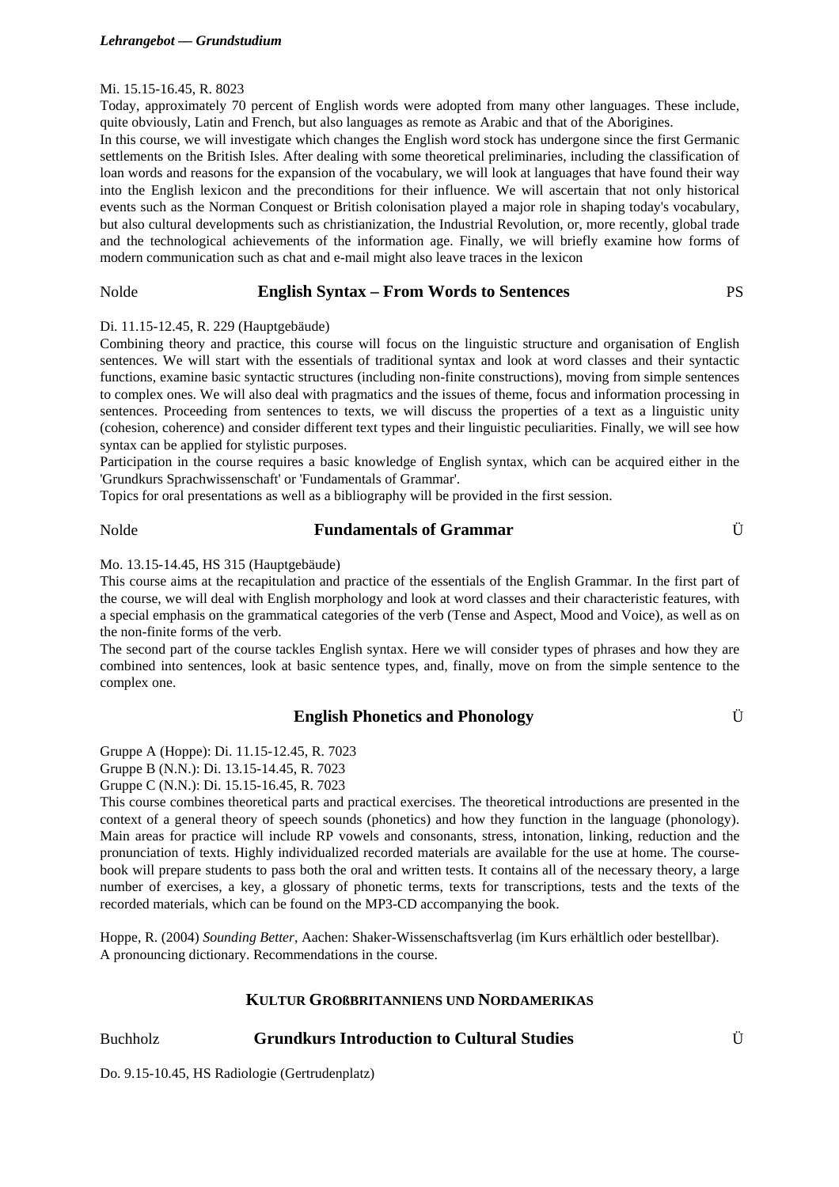Mi. 15.15-16.45, R. 8023

Today, approximately 70 percent of English words were adopted from many other languages. These include, quite obviously, Latin and French, but also languages as remote as Arabic and that of the Aborigines.

In this course, we will investigate which changes the English word stock has undergone since the first Germanic settlements on the British Isles. After dealing with some theoretical preliminaries, including the classification of loan words and reasons for the expansion of the vocabulary, we will look at languages that have found their way into the English lexicon and the preconditions for their influence. We will ascertain that not only historical events such as the Norman Conquest or British colonisation played a major role in shaping today's vocabulary, but also cultural developments such as christianization, the Industrial Revolution, or, more recently, global trade and the technological achievements of the information age. Finally, we will briefly examine how forms of modern communication such as chat and e-mail might also leave traces in the lexicon

### Nolde — **English Syntax – From Words to Sentences** — PS

Di. 11.15-12.45, R. 229 (Hauptgebäude)

Combining theory and practice, this course will focus on the linguistic structure and organisation of English sentences. We will start with the essentials of traditional syntax and look at word classes and their syntactic functions, examine basic syntactic structures (including non-finite constructions), moving from simple sentences to complex ones. We will also deal with pragmatics and the issues of theme, focus and information processing in sentences. Proceeding from sentences to texts, we will discuss the properties of a text as a linguistic unity (cohesion, coherence) and consider different text types and their linguistic peculiarities. Finally, we will see how syntax can be applied for stylistic purposes.

Participation in the course requires a basic knowledge of English syntax, which can be acquired either in the 'Grundkurs Sprachwissenschaft' or 'Fundamentals of Grammar'.

Topics for oral presentations as well as a bibliography will be provided in the first session.

### Nolde — **Fundamentals of Grammar** — Ü

Mo. 13.15-14.45, HS 315 (Hauptgebäude)

This course aims at the recapitulation and practice of the essentials of the English Grammar. In the first part of the course, we will deal with English morphology and look at word classes and their characteristic features, with a special emphasis on the grammatical categories of the verb (Tense and Aspect, Mood and Voice), as well as on the non-finite forms of the verb.

The second part of the course tackles English syntax. Here we will consider types of phrases and how they are combined into sentences, look at basic sentence types, and, finally, move on from the simple sentence to the complex one.

### **English Phonetics and Phonology** — Ü

Gruppe A (Hoppe): Di. 11.15-12.45, R. 7023

Gruppe B (N.N.): Di. 13.15-14.45, R. 7023

Gruppe C (N.N.): Di. 15.15-16.45, R. 7023

This course combines theoretical parts and practical exercises. The theoretical introductions are presented in the context of a general theory of speech sounds (phonetics) and how they function in the language (phonology). Main areas for practice will include RP vowels and consonants, stress, intonation, linking, reduction and the pronunciation of texts. Highly individualized recorded materials are available for the use at home. The course-book will prepare students to pass both the oral and written tests. It contains all of the necessary theory, a large number of exercises, a key, a glossary of phonetic terms, texts for transcriptions, tests and the texts of the recorded materials, which can be found on the MP3-CD accompanying the book.

Hoppe, R. (2004) *Sounding Better*, Aachen: Shaker-Wissenschaftsverlag (im Kurs erhältlich oder bestellbar).
A pronouncing dictionary. Recommendations in the course.

## KULTUR GROßBRITANNIENS UND NORDAMERIKAS

### Buchholz — **Grundkurs Introduction to Cultural Studies** — Ü

Do. 9.15-10.45, HS Radiologie (Gertrudenplatz)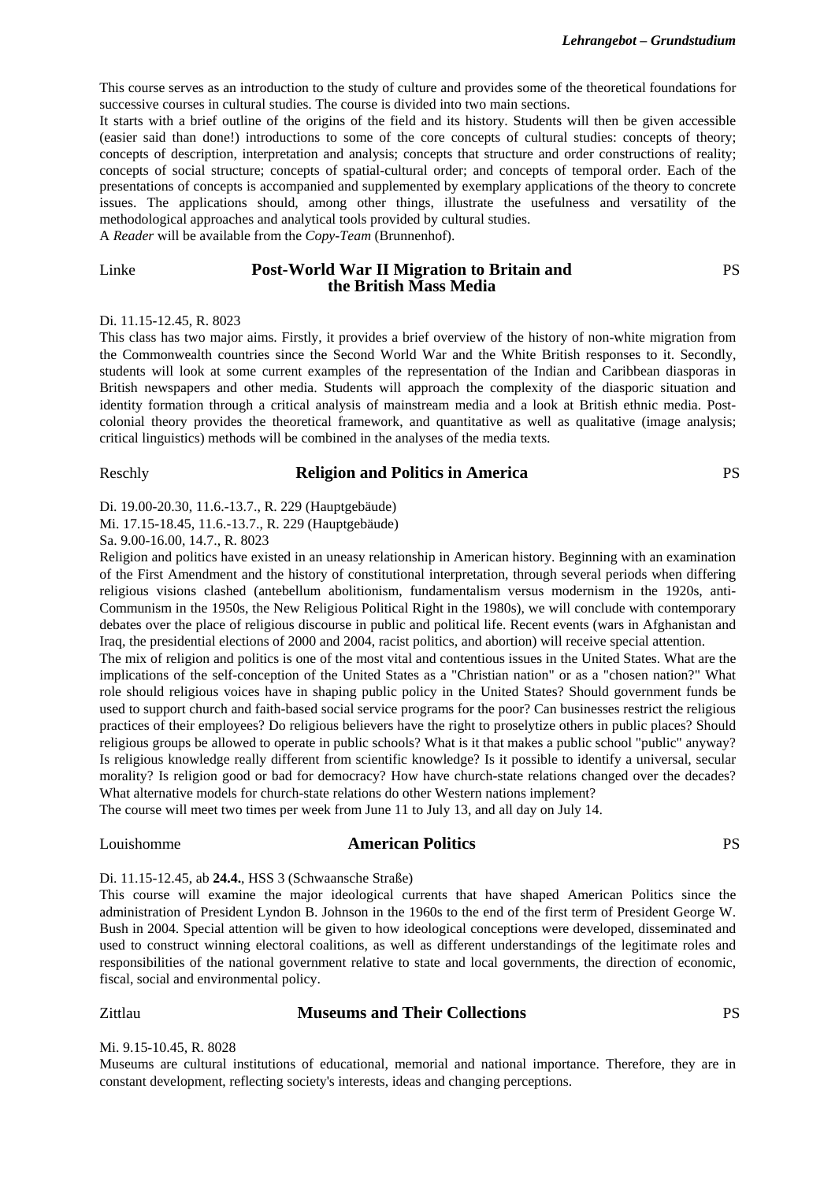This course serves as an introduction to the study of culture and provides some of the theoretical foundations for successive courses in cultural studies. The course is divided into two main sections.

It starts with a brief outline of the origins of the field and its history. Students will then be given accessible (easier said than done!) introductions to some of the core concepts of cultural studies: concepts of theory; concepts of description, interpretation and analysis; concepts that structure and order constructions of reality; concepts of social structure; concepts of spatial-cultural order; and concepts of temporal order. Each of the presentations of concepts is accompanied and supplemented by exemplary applications of the theory to concrete issues. The applications should, among other things, illustrate the usefulness and versatility of the methodological approaches and analytical tools provided by cultural studies.

A *Reader* will be available from the *Copy-Team* (Brunnenhof).

### Linke — **Post-World War II Migration to Britain and the British Mass Media** — PS

Di. 11.15-12.45, R. 8023

This class has two major aims. Firstly, it provides a brief overview of the history of non-white migration from the Commonwealth countries since the Second World War and the White British responses to it. Secondly, students will look at some current examples of the representation of the Indian and Caribbean diasporas in British newspapers and other media. Students will approach the complexity of the diasporic situation and identity formation through a critical analysis of mainstream media and a look at British ethnic media. Post-colonial theory provides the theoretical framework, and quantitative as well as qualitative (image analysis; critical linguistics) methods will be combined in the analyses of the media texts.

### Reschly — **Religion and Politics in America** — PS

Di. 19.00-20.30, 11.6.-13.7., R. 229 (Hauptgebäude)
Mi. 17.15-18.45, 11.6.-13.7., R. 229 (Hauptgebäude)
Sa. 9.00-16.00, 14.7., R. 8023

Religion and politics have existed in an uneasy relationship in American history. Beginning with an examination of the First Amendment and the history of constitutional interpretation, through several periods when differing religious visions clashed (antebellum abolitionism, fundamentalism versus modernism in the 1920s, anti-Communism in the 1950s, the New Religious Political Right in the 1980s), we will conclude with contemporary debates over the place of religious discourse in public and political life. Recent events (wars in Afghanistan and Iraq, the presidential elections of 2000 and 2004, racist politics, and abortion) will receive special attention.

The mix of religion and politics is one of the most vital and contentious issues in the United States. What are the implications of the self-conception of the United States as a "Christian nation" or as a "chosen nation?" What role should religious voices have in shaping public policy in the United States? Should government funds be used to support church and faith-based social service programs for the poor? Can businesses restrict the religious practices of their employees? Do religious believers have the right to proselytize others in public places? Should religious groups be allowed to operate in public schools? What is it that makes a public school "public" anyway? Is religious knowledge really different from scientific knowledge? Is it possible to identify a universal, secular morality? Is religion good or bad for democracy? How have church-state relations changed over the decades? What alternative models for church-state relations do other Western nations implement?

The course will meet two times per week from June 11 to July 13, and all day on July 14.

### Louishomme — **American Politics** — PS

Di. 11.15-12.45, ab **24.4.**, HSS 3 (Schwaansche Straße)

This course will examine the major ideological currents that have shaped American Politics since the administration of President Lyndon B. Johnson in the 1960s to the end of the first term of President George W. Bush in 2004. Special attention will be given to how ideological conceptions were developed, disseminated and used to construct winning electoral coalitions, as well as different understandings of the legitimate roles and responsibilities of the national government relative to state and local governments, the direction of economic, fiscal, social and environmental policy.

### Zittlau — **Museums and Their Collections** — PS

Mi. 9.15-10.45, R. 8028

Museums are cultural institutions of educational, memorial and national importance. Therefore, they are in constant development, reflecting society's interests, ideas and changing perceptions.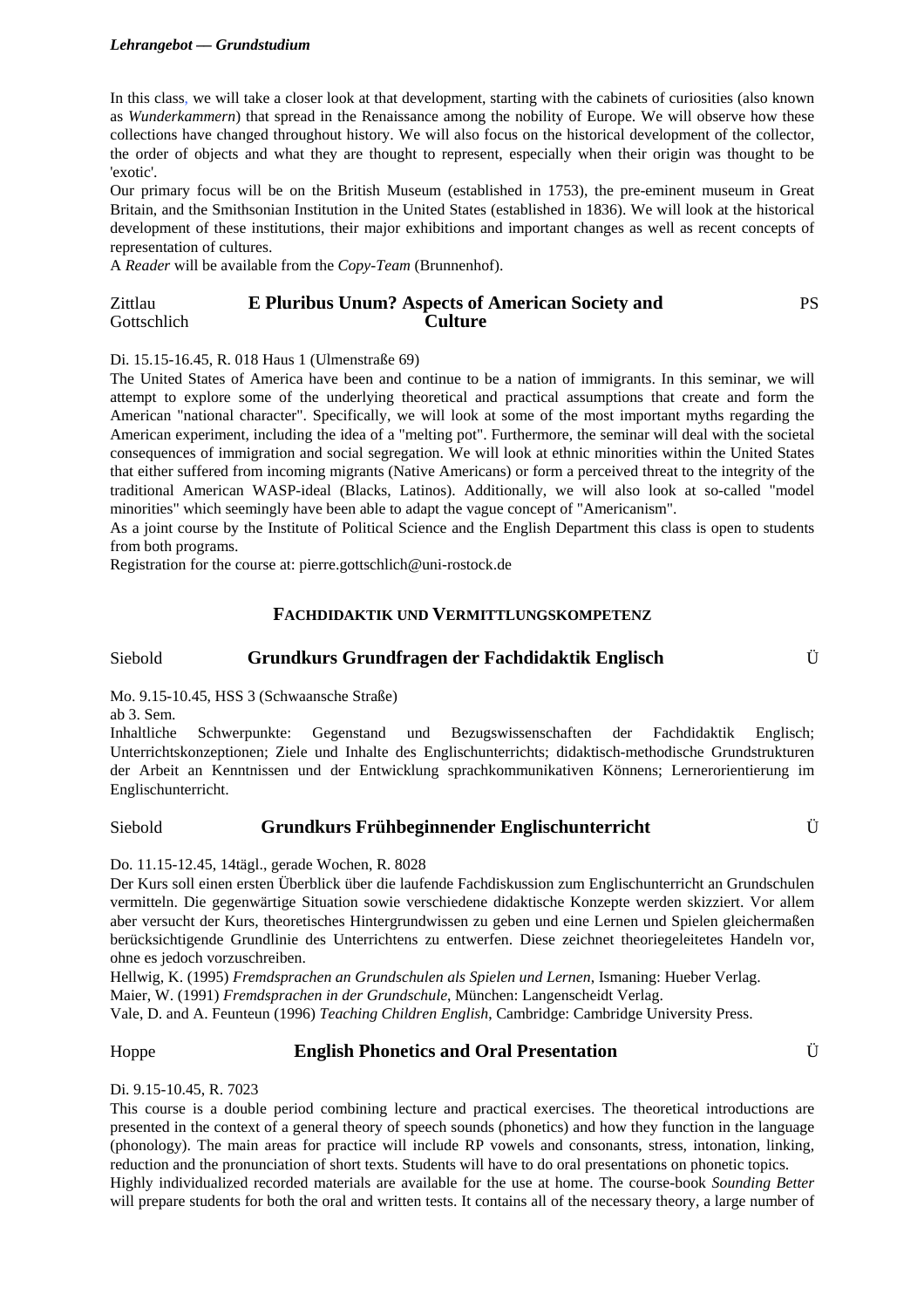In this class, we will take a closer look at that development, starting with the cabinets of curiosities (also known as *Wunderkammern*) that spread in the Renaissance among the nobility of Europe. We will observe how these collections have changed throughout history. We will also focus on the historical development of the collector, the order of objects and what they are thought to represent, especially when their origin was thought to be 'exotic'.
Our primary focus will be on the British Museum (established in 1753), the pre-eminent museum in Great Britain, and the Smithsonian Institution in the United States (established in 1836). We will look at the historical development of these institutions, their major exhibitions and important changes as well as recent concepts of representation of cultures.
A *Reader* will be available from the *Copy-Team* (Brunnenhof).

Zittlau
Gottschlich

### E Pluribus Unum? Aspects of American Society and Culture

PS

Di. 15.15-16.45, R. 018 Haus 1 (Ulmenstraße 69)
The United States of America have been and continue to be a nation of immigrants. In this seminar, we will attempt to explore some of the underlying theoretical and practical assumptions that create and form the American "national character". Specifically, we will look at some of the most important myths regarding the American experiment, including the idea of a "melting pot". Furthermore, the seminar will deal with the societal consequences of immigration and social segregation. We will look at ethnic minorities within the United States that either suffered from incoming migrants (Native Americans) or form a perceived threat to the integrity of the traditional American WASP-ideal (Blacks, Latinos). Additionally, we will also look at so-called "model minorities" which seemingly have been able to adapt the vague concept of "Americanism".
As a joint course by the Institute of Political Science and the English Department this class is open to students from both programs.
Registration for the course at: pierre.gottschlich@uni-rostock.de

## FACHDIDAKTIK UND VERMITTLUNGSKOMPETENZ

Siebold

### Grundkurs Grundfragen der Fachdidaktik Englisch

Ü

Mo. 9.15-10.45, HSS 3 (Schwaansche Straße)
ab 3. Sem.
Inhaltliche Schwerpunkte: Gegenstand und Bezugswissenschaften der Fachdidaktik Englisch; Unterrichtskonzeptionen; Ziele und Inhalte des Englischunterrichts; didaktisch-methodische Grundstrukturen der Arbeit an Kenntnissen und der Entwicklung sprachkommunikativen Könnens; Lernerorientierung im Englischunterricht.

Siebold

### Grundkurs Frühbeginnender Englischunterricht

Ü

Do. 11.15-12.45, 14tägl., gerade Wochen, R. 8028
Der Kurs soll einen ersten Überblick über die laufende Fachdiskussion zum Englischunterricht an Grundschulen vermitteln. Die gegenwärtige Situation sowie verschiedene didaktische Konzepte werden skizziert. Vor allem aber versucht der Kurs, theoretisches Hintergrundwissen zu geben und eine Lernen und Spielen gleichermaßen berücksichtigende Grundlinie des Unterrichtens zu entwerfen. Diese zeichnet theoriegeleitetes Handeln vor, ohne es jedoch vorzuschreiben.
Hellwig, K. (1995) *Fremdsprachen an Grundschulen als Spielen und Lernen*, Ismaning: Hueber Verlag.
Maier, W. (1991) *Fremdsprachen in der Grundschule*, München: Langenscheidt Verlag.
Vale, D. and A. Feunteun (1996) *Teaching Children English*, Cambridge: Cambridge University Press.

Hoppe

### English Phonetics and Oral Presentation

Ü

Di. 9.15-10.45, R. 7023
This course is a double period combining lecture and practical exercises. The theoretical introductions are presented in the context of a general theory of speech sounds (phonetics) and how they function in the language (phonology). The main areas for practice will include RP vowels and consonants, stress, intonation, linking, reduction and the pronunciation of short texts. Students will have to do oral presentations on phonetic topics.
Highly individualized recorded materials are available for the use at home. The course-book *Sounding Better* will prepare students for both the oral and written tests. It contains all of the necessary theory, a large number of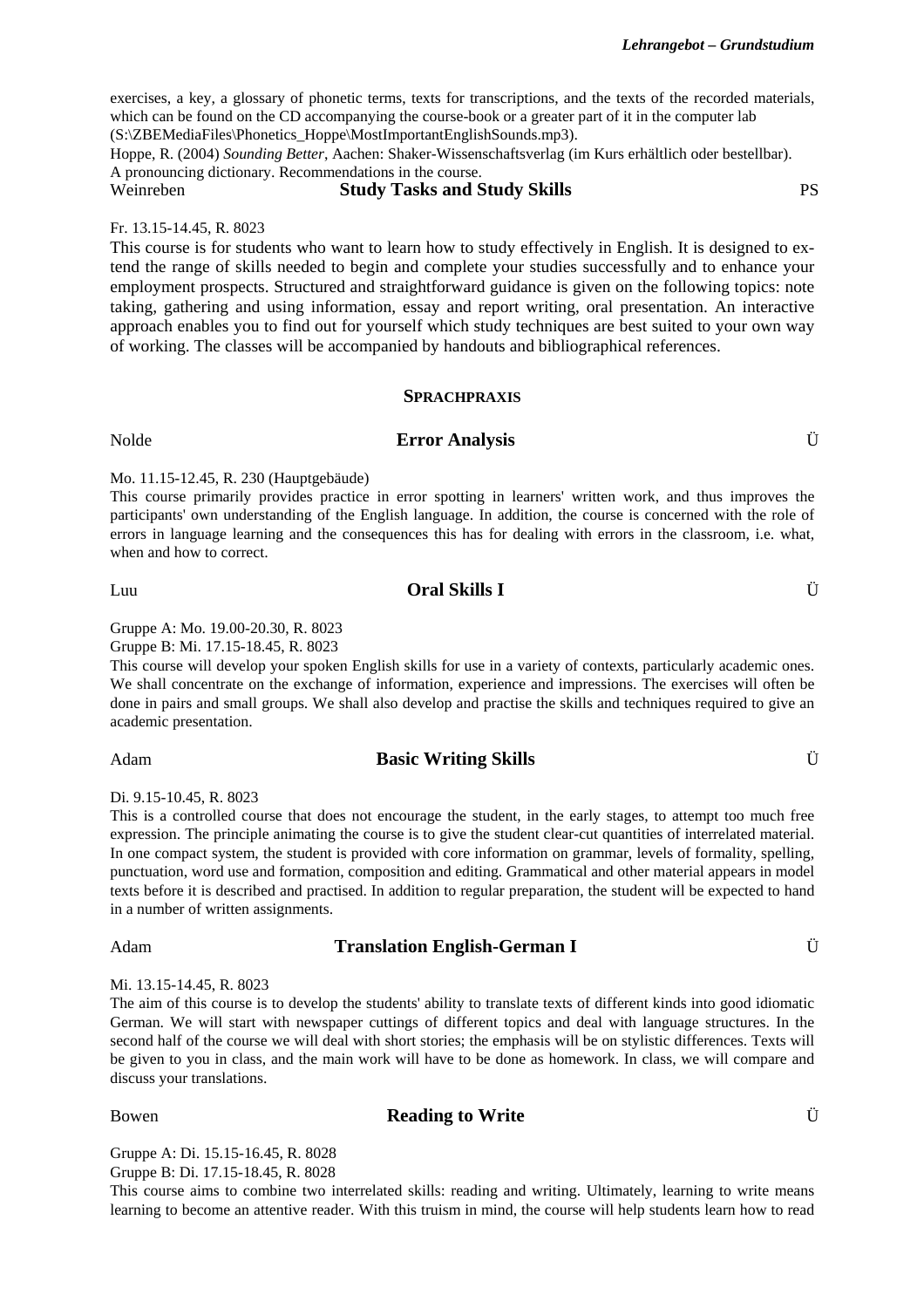exercises, a key, a glossary of phonetic terms, texts for transcriptions, and the texts of the recorded materials, which can be found on the CD accompanying the course-book or a greater part of it in the computer lab (S:\ZBEMediaFiles\Phonetics_Hoppe\MostImportantEnglishSounds.mp3).

Hoppe, R. (2004) *Sounding Better*, Aachen: Shaker-Wissenschaftsverlag (im Kurs erhältlich oder bestellbar).

A pronouncing dictionary. Recommendations in the course.

Weinreben **Study Tasks and Study Skills** PS

Fr. 13.15-14.45, R. 8023

This course is for students who want to learn how to study effectively in English. It is designed to extend the range of skills needed to begin and complete your studies successfully and to enhance your employment prospects. Structured and straightforward guidance is given on the following topics: note taking, gathering and using information, essay and report writing, oral presentation. An interactive approach enables you to find out for yourself which study techniques are best suited to your own way of working. The classes will be accompanied by handouts and bibliographical references.

## SPRACHPRAXIS

Nolde **Error Analysis** Ü

Mo. 11.15-12.45, R. 230 (Hauptgebäude)

This course primarily provides practice in error spotting in learners' written work, and thus improves the participants' own understanding of the English language. In addition, the course is concerned with the role of errors in language learning and the consequences this has for dealing with errors in the classroom, i.e. what, when and how to correct.

Luu **Oral Skills I** Ü

Gruppe A: Mo. 19.00-20.30, R. 8023
Gruppe B: Mi. 17.15-18.45, R. 8023

This course will develop your spoken English skills for use in a variety of contexts, particularly academic ones. We shall concentrate on the exchange of information, experience and impressions. The exercises will often be done in pairs and small groups. We shall also develop and practise the skills and techniques required to give an academic presentation.

Adam **Basic Writing Skills** Ü

Di. 9.15-10.45, R. 8023

This is a controlled course that does not encourage the student, in the early stages, to attempt too much free expression. The principle animating the course is to give the student clear-cut quantities of interrelated material. In one compact system, the student is provided with core information on grammar, levels of formality, spelling, punctuation, word use and formation, composition and editing. Grammatical and other material appears in model texts before it is described and practised. In addition to regular preparation, the student will be expected to hand in a number of written assignments.

Adam **Translation English-German I** Ü

Mi. 13.15-14.45, R. 8023

The aim of this course is to develop the students' ability to translate texts of different kinds into good idiomatic German. We will start with newspaper cuttings of different topics and deal with language structures. In the second half of the course we will deal with short stories; the emphasis will be on stylistic differences. Texts will be given to you in class, and the main work will have to be done as homework. In class, we will compare and discuss your translations.

Bowen **Reading to Write** Ü

Gruppe A: Di. 15.15-16.45, R. 8028
Gruppe B: Di. 17.15-18.45, R. 8028

This course aims to combine two interrelated skills: reading and writing. Ultimately, learning to write means learning to become an attentive reader. With this truism in mind, the course will help students learn how to read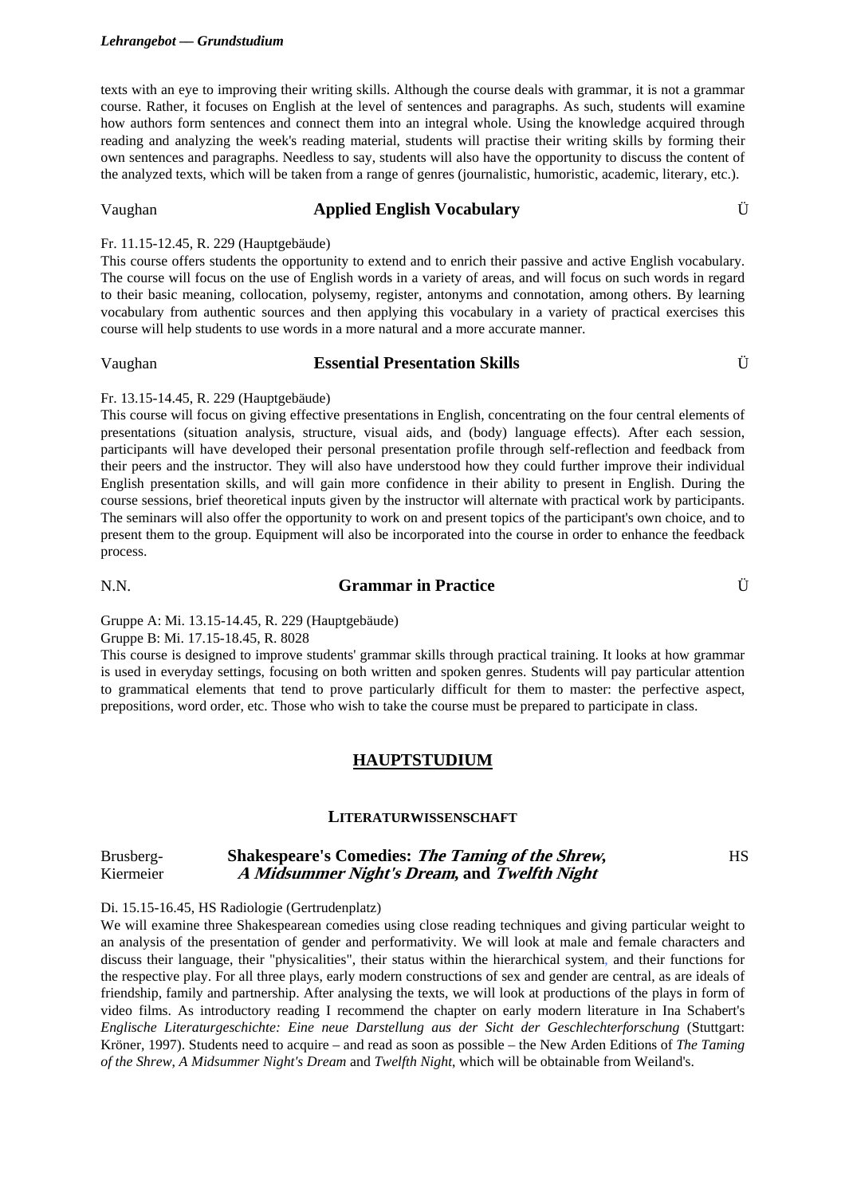texts with an eye to improving their writing skills. Although the course deals with grammar, it is not a grammar course. Rather, it focuses on English at the level of sentences and paragraphs. As such, students will examine how authors form sentences and connect them into an integral whole. Using the knowledge acquired through reading and analyzing the week's reading material, students will practise their writing skills by forming their own sentences and paragraphs. Needless to say, students will also have the opportunity to discuss the content of the analyzed texts, which will be taken from a range of genres (journalistic, humoristic, academic, literary, etc.).

Vaughan **Applied English Vocabulary** Ü

Fr. 11.15-12.45, R. 229 (Hauptgebäude)

This course offers students the opportunity to extend and to enrich their passive and active English vocabulary. The course will focus on the use of English words in a variety of areas, and will focus on such words in regard to their basic meaning, collocation, polysemy, register, antonyms and connotation, among others. By learning vocabulary from authentic sources and then applying this vocabulary in a variety of practical exercises this course will help students to use words in a more natural and a more accurate manner.

Vaughan **Essential Presentation Skills** Ü

Fr. 13.15-14.45, R. 229 (Hauptgebäude)

This course will focus on giving effective presentations in English, concentrating on the four central elements of presentations (situation analysis, structure, visual aids, and (body) language effects). After each session, participants will have developed their personal presentation profile through self-reflection and feedback from their peers and the instructor. They will also have understood how they could further improve their individual English presentation skills, and will gain more confidence in their ability to present in English. During the course sessions, brief theoretical inputs given by the instructor will alternate with practical work by participants. The seminars will also offer the opportunity to work on and present topics of the participant's own choice, and to present them to the group. Equipment will also be incorporated into the course in order to enhance the feedback process.

N.N. **Grammar in Practice** Ü

Gruppe A: Mi. 13.15-14.45, R. 229 (Hauptgebäude)
Gruppe B: Mi. 17.15-18.45, R. 8028

This course is designed to improve students' grammar skills through practical training. It looks at how grammar is used in everyday settings, focusing on both written and spoken genres. Students will pay particular attention to grammatical elements that tend to prove particularly difficult for them to master: the perfective aspect, prepositions, word order, etc. Those who wish to take the course must be prepared to participate in class.

## HAUPTSTUDIUM

### LITERATURWISSENSCHAFT

Brusberg-Kiermeier **Shakespeare's Comedies: *The Taming of the Shrew*, *A Midsummer Night's Dream*, and *Twelfth Night*** HS

Di. 15.15-16.45, HS Radiologie (Gertrudenplatz)

We will examine three Shakespearean comedies using close reading techniques and giving particular weight to an analysis of the presentation of gender and performativity. We will look at male and female characters and discuss their language, their "physicalities", their status within the hierarchical system, and their functions for the respective play. For all three plays, early modern constructions of sex and gender are central, as are ideals of friendship, family and partnership. After analysing the texts, we will look at productions of the plays in form of video films. As introductory reading I recommend the chapter on early modern literature in Ina Schabert's *Englische Literaturgeschichte: Eine neue Darstellung aus der Sicht der Geschlechterforschung* (Stuttgart: Kröner, 1997). Students need to acquire – and read as soon as possible – the New Arden Editions of *The Taming of the Shrew*, *A Midsummer Night's Dream* and *Twelfth Night*, which will be obtainable from Weiland's.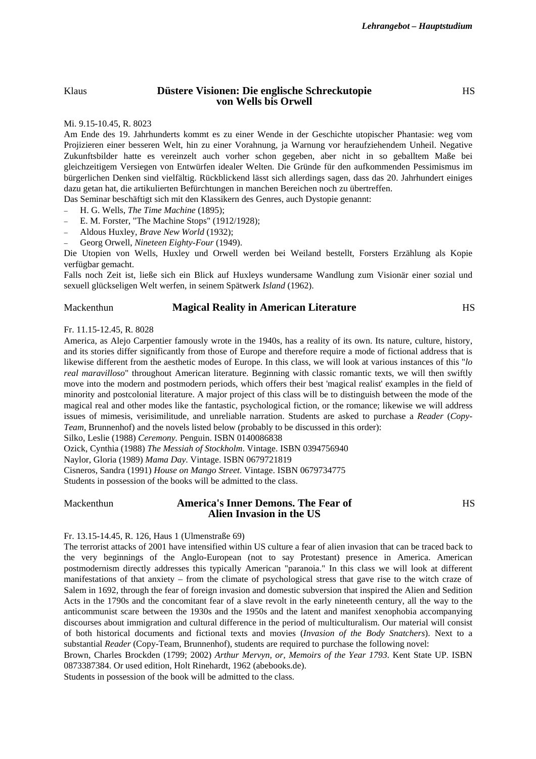Klaus **Düstere Visionen: Die englische Schreckutopie von Wells bis Orwell** HS

Mi. 9.15-10.45, R. 8023

Am Ende des 19. Jahrhunderts kommt es zu einer Wende in der Geschichte utopischer Phantasie: weg vom Projizieren einer besseren Welt, hin zu einer Vorahnung, ja Warnung vor heraufziehendem Unheil. Negative Zukunftsbilder hatte es vereinzelt auch vorher schon gegeben, aber nicht in so geballtem Maße bei gleichzeitigem Versiegen von Entwürfen idealer Welten. Die Gründe für den aufkommenden Pessimismus im bürgerlichen Denken sind vielfältig. Rückblickend lässt sich allerdings sagen, dass das 20. Jahrhundert einiges dazu getan hat, die artikulierten Befürchtungen in manchen Bereichen noch zu übertreffen.

Das Seminar beschäftigt sich mit den Klassikern des Genres, auch Dystopie genannt:

- H. G. Wells, *The Time Machine* (1895);
- E. M. Forster, "The Machine Stops" (1912/1928);
- Aldous Huxley, *Brave New World* (1932);
- Georg Orwell, *Nineteen Eighty-Four* (1949).

Die Utopien von Wells, Huxley und Orwell werden bei Weiland bestellt, Forsters Erzählung als Kopie verfügbar gemacht.

Falls noch Zeit ist, ließe sich ein Blick auf Huxleys wundersame Wandlung zum Visionär einer sozial und sexuell glückseligen Welt werfen, in seinem Spätwerk *Island* (1962).

Mackenthun **Magical Reality in American Literature** HS

Fr. 11.15-12.45, R. 8028

America, as Alejo Carpentier famously wrote in the 1940s, has a reality of its own. Its nature, culture, history, and its stories differ significantly from those of Europe and therefore require a mode of fictional address that is likewise different from the aesthetic modes of Europe. In this class, we will look at various instances of this "*lo real maravilloso*" throughout American literature. Beginning with classic romantic texts, we will then swiftly move into the modern and postmodern periods, which offers their best 'magical realist' examples in the field of minority and postcolonial literature. A major project of this class will be to distinguish between the mode of the magical real and other modes like the fantastic, psychological fiction, or the romance; likewise we will address issues of mimesis, verisimilitude, and unreliable narration. Students are asked to purchase a *Reader* (*Copy-Team*, Brunnenhof) and the novels listed below (probably to be discussed in this order):

Silko, Leslie (1988) *Ceremony*. Penguin. ISBN 0140086838

Ozick, Cynthia (1988) *The Messiah of Stockholm*. Vintage. ISBN 0394756940

Naylor, Gloria (1989) *Mama Day*. Vintage. ISBN 0679721819

Cisneros, Sandra (1991) *House on Mango Street*. Vintage. ISBN 0679734775

Students in possession of the books will be admitted to the class.

Mackenthun **America's Inner Demons. The Fear of Alien Invasion in the US** HS

Fr. 13.15-14.45, R. 126, Haus 1 (Ulmenstraße 69)

The terrorist attacks of 2001 have intensified within US culture a fear of alien invasion that can be traced back to the very beginnings of the Anglo-European (not to say Protestant) presence in America. American postmodernism directly addresses this typically American "paranoia." In this class we will look at different manifestations of that anxiety – from the climate of psychological stress that gave rise to the witch craze of Salem in 1692, through the fear of foreign invasion and domestic subversion that inspired the Alien and Sedition Acts in the 1790s and the concomitant fear of a slave revolt in the early nineteenth century, all the way to the anticommunist scare between the 1930s and the 1950s and the latent and manifest xenophobia accompanying discourses about immigration and cultural difference in the period of multiculturalism. Our material will consist of both historical documents and fictional texts and movies (*Invasion of the Body Snatchers*). Next to a substantial *Reader* (Copy-Team, Brunnenhof), students are required to purchase the following novel:

Brown, Charles Brockden (1799; 2002) *Arthur Mervyn, or, Memoirs of the Year 1793*. Kent State UP. ISBN 0873387384. Or used edition, Holt Rinehardt, 1962 (abebooks.de).

Students in possession of the book will be admitted to the class.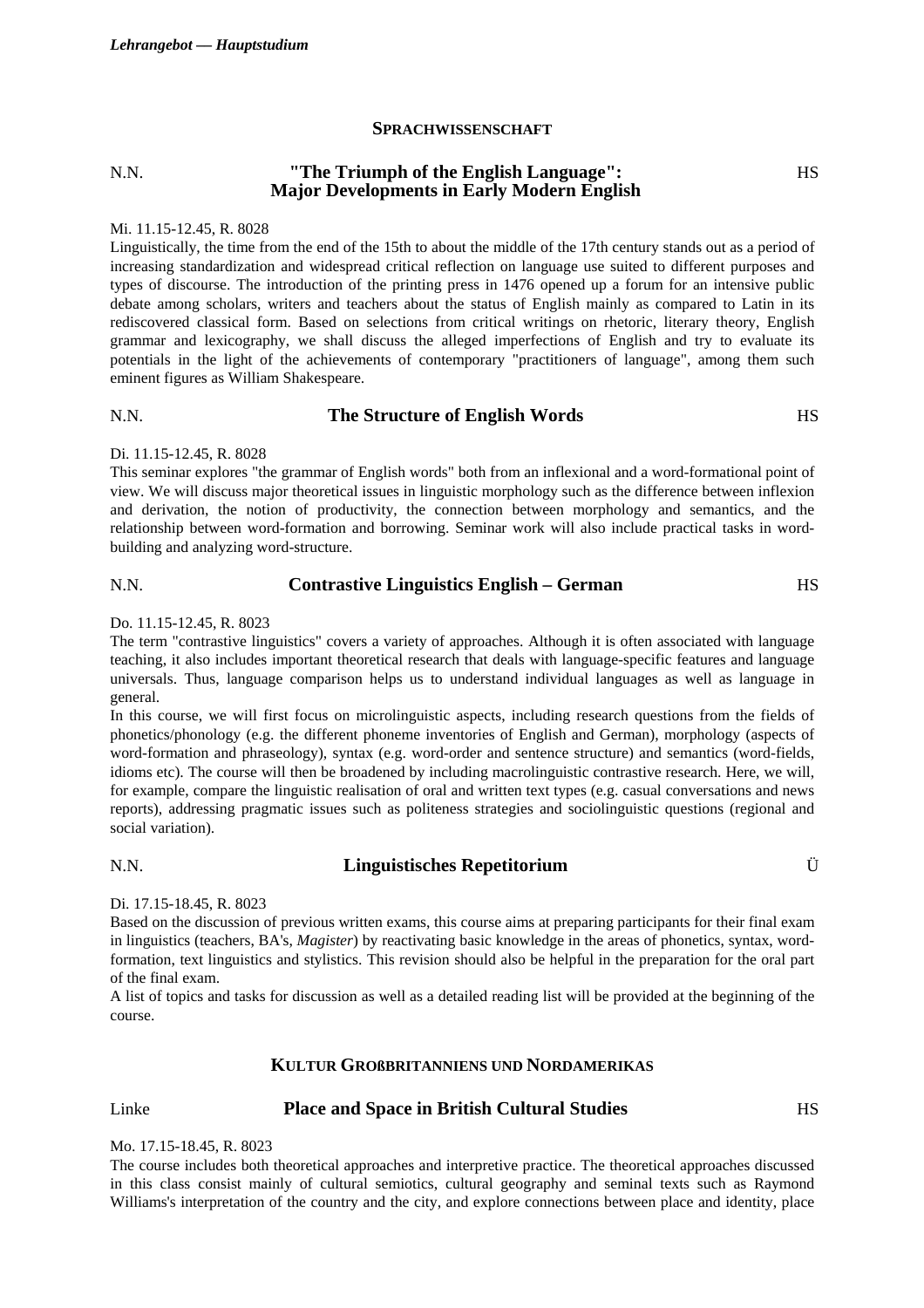## SPRACHWISSENSCHAFT

N.N. **"The Triumph of the English Language": Major Developments in Early Modern English** HS

Mi. 11.15-12.45, R. 8028

Linguistically, the time from the end of the 15th to about the middle of the 17th century stands out as a period of increasing standardization and widespread critical reflection on language use suited to different purposes and types of discourse. The introduction of the printing press in 1476 opened up a forum for an intensive public debate among scholars, writers and teachers about the status of English mainly as compared to Latin in its rediscovered classical form. Based on selections from critical writings on rhetoric, literary theory, English grammar and lexicography, we shall discuss the alleged imperfections of English and try to evaluate its potentials in the light of the achievements of contemporary "practitioners of language", among them such eminent figures as William Shakespeare.

N.N. **The Structure of English Words** HS

Di. 11.15-12.45, R. 8028

This seminar explores "the grammar of English words" both from an inflexional and a word-formational point of view. We will discuss major theoretical issues in linguistic morphology such as the difference between inflexion and derivation, the notion of productivity, the connection between morphology and semantics, and the relationship between word-formation and borrowing. Seminar work will also include practical tasks in word-building and analyzing word-structure.

N.N. **Contrastive Linguistics English – German** HS

Do. 11.15-12.45, R. 8023

The term "contrastive linguistics" covers a variety of approaches. Although it is often associated with language teaching, it also includes important theoretical research that deals with language-specific features and language universals. Thus, language comparison helps us to understand individual languages as well as language in general.

In this course, we will first focus on microlinguistic aspects, including research questions from the fields of phonetics/phonology (e.g. the different phoneme inventories of English and German), morphology (aspects of word-formation and phraseology), syntax (e.g. word-order and sentence structure) and semantics (word-fields, idioms etc). The course will then be broadened by including macrolinguistic contrastive research. Here, we will, for example, compare the linguistic realisation of oral and written text types (e.g. casual conversations and news reports), addressing pragmatic issues such as politeness strategies and sociolinguistic questions (regional and social variation).

N.N. **Linguistisches Repetitorium** Ü

Di. 17.15-18.45, R. 8023

Based on the discussion of previous written exams, this course aims at preparing participants for their final exam in linguistics (teachers, BA's, *Magister*) by reactivating basic knowledge in the areas of phonetics, syntax, word-formation, text linguistics and stylistics. This revision should also be helpful in the preparation for the oral part of the final exam.

A list of topics and tasks for discussion as well as a detailed reading list will be provided at the beginning of the course.

## KULTUR GROßBRITANNIENS UND NORDAMERIKAS

Linke **Place and Space in British Cultural Studies** HS

Mo. 17.15-18.45, R. 8023

The course includes both theoretical approaches and interpretive practice. The theoretical approaches discussed in this class consist mainly of cultural semiotics, cultural geography and seminal texts such as Raymond Williams's interpretation of the country and the city, and explore connections between place and identity, place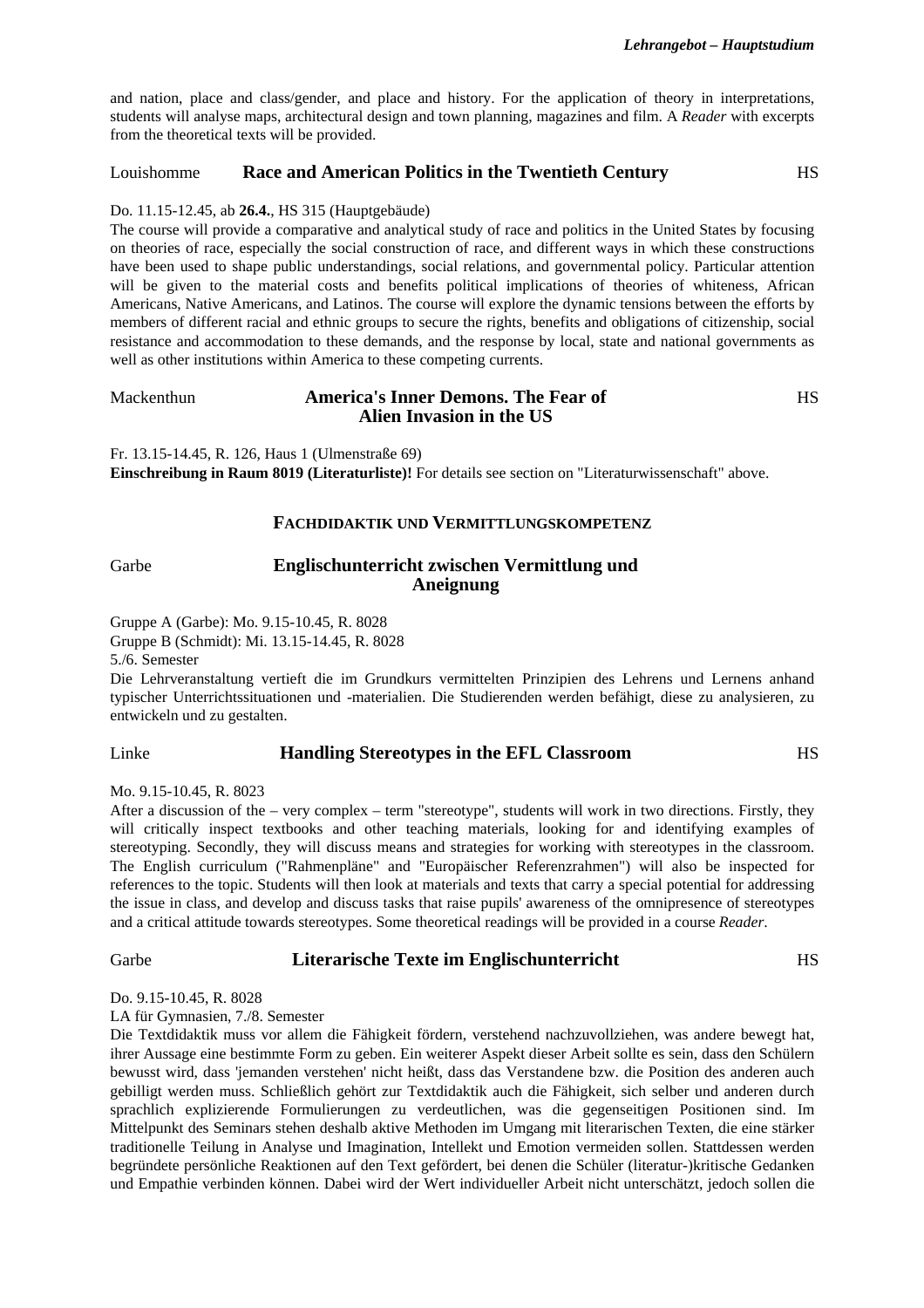and nation, place and class/gender, and place and history. For the application of theory in interpretations, students will analyse maps, architectural design and town planning, magazines and film. A *Reader* with excerpts from the theoretical texts will be provided.

### Louishomme — Race and American Politics in the Twentieth Century — HS

Do. 11.15-12.45, ab **26.4.**, HS 315 (Hauptgebäude)

The course will provide a comparative and analytical study of race and politics in the United States by focusing on theories of race, especially the social construction of race, and different ways in which these constructions have been used to shape public understandings, social relations, and governmental policy. Particular attention will be given to the material costs and benefits political implications of theories of whiteness, African Americans, Native Americans, and Latinos. The course will explore the dynamic tensions between the efforts by members of different racial and ethnic groups to secure the rights, benefits and obligations of citizenship, social resistance and accommodation to these demands, and the response by local, state and national governments as well as other institutions within America to these competing currents.

### Mackenthun — America's Inner Demons. The Fear of Alien Invasion in the US — HS

Fr. 13.15-14.45, R. 126, Haus 1 (Ulmenstraße 69)

**Einschreibung in Raum 8019 (Literaturliste)!** For details see section on "Literaturwissenschaft" above.

## Fachdidaktik und Vermittlungskompetenz

### Garbe — Englischunterricht zwischen Vermittlung und Aneignung

Gruppe A (Garbe): Mo. 9.15-10.45, R. 8028
Gruppe B (Schmidt): Mi. 13.15-14.45, R. 8028
5./6. Semester

Die Lehrveranstaltung vertieft die im Grundkurs vermittelten Prinzipien des Lehrens und Lernens anhand typischer Unterrichtssituationen und -materialien. Die Studierenden werden befähigt, diese zu analysieren, zu entwickeln und zu gestalten.

### Linke — Handling Stereotypes in the EFL Classroom — HS

Mo. 9.15-10.45, R. 8023

After a discussion of the – very complex – term "stereotype", students will work in two directions. Firstly, they will critically inspect textbooks and other teaching materials, looking for and identifying examples of stereotyping. Secondly, they will discuss means and strategies for working with stereotypes in the classroom. The English curriculum ("Rahmenpläne" and "Europäischer Referenzrahmen") will also be inspected for references to the topic. Students will then look at materials and texts that carry a special potential for addressing the issue in class, and develop and discuss tasks that raise pupils' awareness of the omnipresence of stereotypes and a critical attitude towards stereotypes. Some theoretical readings will be provided in a course *Reader*.

### Garbe — Literarische Texte im Englischunterricht — HS

Do. 9.15-10.45, R. 8028
LA für Gymnasien, 7./8. Semester

Die Textdidaktik muss vor allem die Fähigkeit fördern, verstehend nachzuvollziehen, was andere bewegt hat, ihrer Aussage eine bestimmte Form zu geben. Ein weiterer Aspekt dieser Arbeit sollte es sein, dass den Schülern bewusst wird, dass 'jemanden verstehen' nicht heißt, dass das Verstandene bzw. die Position des anderen auch gebilligt werden muss. Schließlich gehört zur Textdidaktik auch die Fähigkeit, sich selber und anderen durch sprachlich explizierende Formulierungen zu verdeutlichen, was die gegenseitigen Positionen sind. Im Mittelpunkt des Seminars stehen deshalb aktive Methoden im Umgang mit literarischen Texten, die eine stärker traditionelle Teilung in Analyse und Imagination, Intellekt und Emotion vermeiden sollen. Stattdessen werden begründete persönliche Reaktionen auf den Text gefördert, bei denen die Schüler (literatur-)kritische Gedanken und Empathie verbinden können. Dabei wird der Wert individueller Arbeit nicht unterschätzt, jedoch sollen die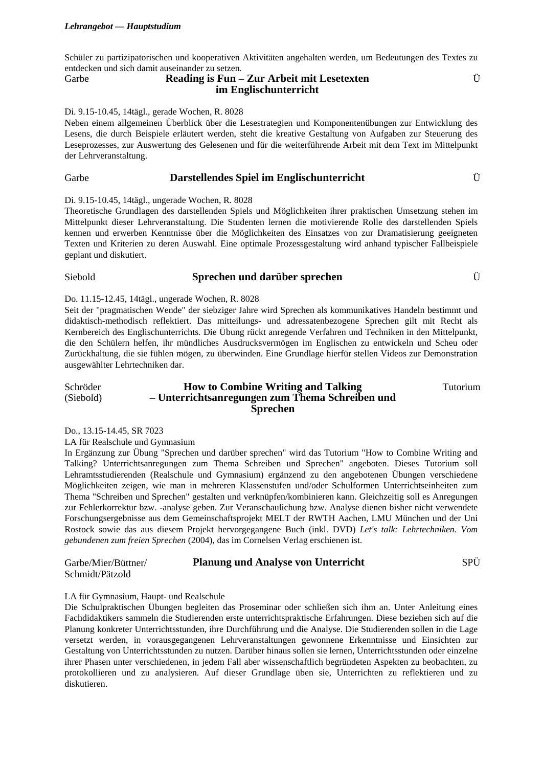Schüler zu partizipatorischen und kooperativen Aktivitäten angehalten werden, um Bedeutungen des Textes zu entdecken und sich damit auseinander zu setzen.

Garbe

### Reading is Fun – Zur Arbeit mit Lesetexten im Englischunterricht

Ü

Di. 9.15-10.45, 14tägl., gerade Wochen, R. 8028

Neben einem allgemeinen Überblick über die Lesestrategien und Komponentenübungen zur Entwicklung des Lesens, die durch Beispiele erläutert werden, steht die kreative Gestaltung von Aufgaben zur Steuerung des Leseprozesses, zur Auswertung des Gelesenen und für die weiterführende Arbeit mit dem Text im Mittelpunkt der Lehrveranstaltung.

Garbe

### Darstellendes Spiel im Englischunterricht

Ü

Di. 9.15-10.45, 14tägl., ungerade Wochen, R. 8028

Theoretische Grundlagen des darstellenden Spiels und Möglichkeiten ihrer praktischen Umsetzung stehen im Mittelpunkt dieser Lehrveranstaltung. Die Studenten lernen die motivierende Rolle des darstellenden Spiels kennen und erwerben Kenntnisse über die Möglichkeiten des Einsatzes von zur Dramatisierung geeigneten Texten und Kriterien zu deren Auswahl. Eine optimale Prozessgestaltung wird anhand typischer Fallbeispiele geplant und diskutiert.

Siebold

### Sprechen und darüber sprechen

Ü

Do. 11.15-12.45, 14tägl., ungerade Wochen, R. 8028

Seit der "pragmatischen Wende" der siebziger Jahre wird Sprechen als kommunikatives Handeln bestimmt und didaktisch-methodisch reflektiert. Das mitteilungs- und adressatenbezogene Sprechen gilt mit Recht als Kernbereich des Englischunterrichts. Die Übung rückt anregende Verfahren und Techniken in den Mittelpunkt, die den Schülern helfen, ihr mündliches Ausdrucksvermögen im Englischen zu entwickeln und Scheu oder Zurückhaltung, die sie fühlen mögen, zu überwinden. Eine Grundlage hierfür stellen Videos zur Demonstration ausgewählter Lehrtechniken dar.

Schröder
(Siebold)

### How to Combine Writing and Talking – Unterrichtsanregungen zum Thema Schreiben und Sprechen

Tutorium

Do., 13.15-14.45, SR 7023

LA für Realschule und Gymnasium

In Ergänzung zur Übung "Sprechen und darüber sprechen" wird das Tutorium "How to Combine Writing and Talking? Unterrichtsanregungen zum Thema Schreiben und Sprechen" angeboten. Dieses Tutorium soll Lehramtsstudierenden (Realschule und Gymnasium) ergänzend zu den angebotenen Übungen verschiedene Möglichkeiten zeigen, wie man in mehreren Klassenstufen und/oder Schulformen Unterrichtseinheiten zum Thema "Schreiben und Sprechen" gestalten und verknüpfen/kombinieren kann. Gleichzeitig soll es Anregungen zur Fehlerkorrektur bzw. -analyse geben. Zur Veranschaulichung bzw. Analyse dienen bisher nicht verwendete Forschungsergebnisse aus dem Gemeinschaftsprojekt MELT der RWTH Aachen, LMU München und der Uni Rostock sowie das aus diesem Projekt hervorgegangene Buch (inkl. DVD) *Let's talk: Lehrtechniken. Vom gebundenen zum freien Sprechen* (2004), das im Cornelsen Verlag erschienen ist.

Garbe/Mier/Büttner/
Schmidt/Pätzold

### Planung und Analyse von Unterricht

SPÜ

LA für Gymnasium, Haupt- und Realschule

Die Schulpraktischen Übungen begleiten das Proseminar oder schließen sich ihm an. Unter Anleitung eines Fachdidaktikers sammeln die Studierenden erste unterrichtspraktische Erfahrungen. Diese beziehen sich auf die Planung konkreter Unterrichtsstunden, ihre Durchführung und die Analyse. Die Studierenden sollen in die Lage versetzt werden, in vorausgegangenen Lehrveranstaltungen gewonnene Erkenntnisse und Einsichten zur Gestaltung von Unterrichtsstunden zu nutzen. Darüber hinaus sollen sie lernen, Unterrichtsstunden oder einzelne ihrer Phasen unter verschiedenen, in jedem Fall aber wissenschaftlich begründeten Aspekten zu beobachten, zu protokollieren und zu analysieren. Auf dieser Grundlage üben sie, Unterrichten zu reflektieren und zu diskutieren.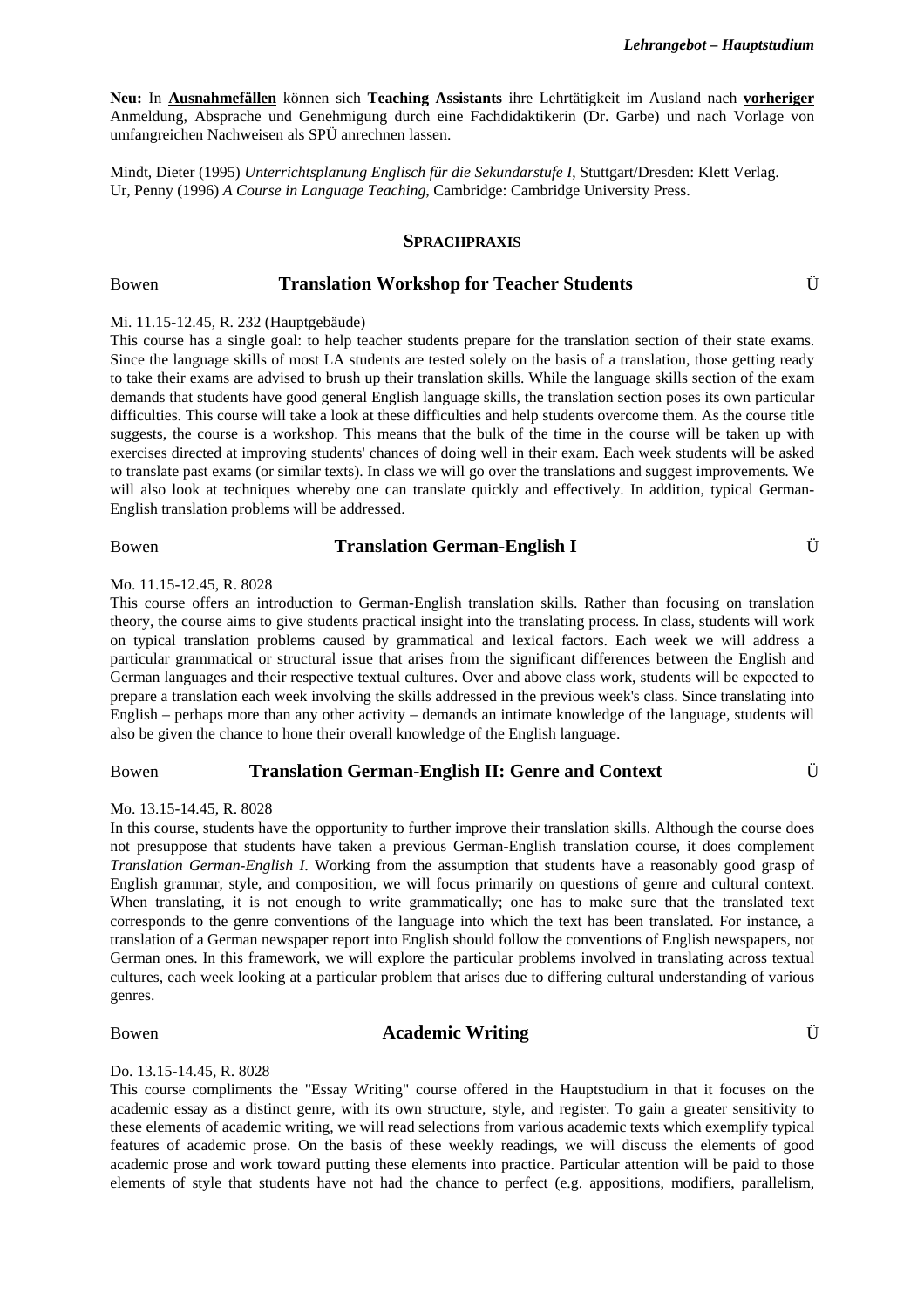**Neu:** In **Ausnahmefällen** können sich **Teaching Assistants** ihre Lehrtätigkeit im Ausland nach **vorheriger** Anmeldung, Absprache und Genehmigung durch eine Fachdidaktikerin (Dr. Garbe) und nach Vorlage von umfangreichen Nachweisen als SPÜ anrechnen lassen.

Mindt, Dieter (1995) *Unterrichtsplanung Englisch für die Sekundarstufe I*, Stuttgart/Dresden: Klett Verlag.
Ur, Penny (1996) *A Course in Language Teaching*, Cambridge: Cambridge University Press.

## SPRACHPRAXIS

### Bowen — Translation Workshop for Teacher Students — Ü

Mi. 11.15-12.45, R. 232 (Hauptgebäude)

This course has a single goal: to help teacher students prepare for the translation section of their state exams. Since the language skills of most LA students are tested solely on the basis of a translation, those getting ready to take their exams are advised to brush up their translation skills. While the language skills section of the exam demands that students have good general English language skills, the translation section poses its own particular difficulties. This course will take a look at these difficulties and help students overcome them. As the course title suggests, the course is a workshop. This means that the bulk of the time in the course will be taken up with exercises directed at improving students' chances of doing well in their exam. Each week students will be asked to translate past exams (or similar texts). In class we will go over the translations and suggest improvements. We will also look at techniques whereby one can translate quickly and effectively. In addition, typical German-English translation problems will be addressed.

### Bowen — Translation German-English I — Ü

Mo. 11.15-12.45, R. 8028

This course offers an introduction to German-English translation skills. Rather than focusing on translation theory, the course aims to give students practical insight into the translating process. In class, students will work on typical translation problems caused by grammatical and lexical factors. Each week we will address a particular grammatical or structural issue that arises from the significant differences between the English and German languages and their respective textual cultures. Over and above class work, students will be expected to prepare a translation each week involving the skills addressed in the previous week's class. Since translating into English – perhaps more than any other activity – demands an intimate knowledge of the language, students will also be given the chance to hone their overall knowledge of the English language.

### Bowen — Translation German-English II: Genre and Context — Ü

Mo. 13.15-14.45, R. 8028

In this course, students have the opportunity to further improve their translation skills. Although the course does not presuppose that students have taken a previous German-English translation course, it does complement *Translation German-English I*. Working from the assumption that students have a reasonably good grasp of English grammar, style, and composition, we will focus primarily on questions of genre and cultural context. When translating, it is not enough to write grammatically; one has to make sure that the translated text corresponds to the genre conventions of the language into which the text has been translated. For instance, a translation of a German newspaper report into English should follow the conventions of English newspapers, not German ones. In this framework, we will explore the particular problems involved in translating across textual cultures, each week looking at a particular problem that arises due to differing cultural understanding of various genres.

### Bowen — Academic Writing — Ü

Do. 13.15-14.45, R. 8028

This course compliments the "Essay Writing" course offered in the Hauptstudium in that it focuses on the academic essay as a distinct genre, with its own structure, style, and register. To gain a greater sensitivity to these elements of academic writing, we will read selections from various academic texts which exemplify typical features of academic prose. On the basis of these weekly readings, we will discuss the elements of good academic prose and work toward putting these elements into practice. Particular attention will be paid to those elements of style that students have not had the chance to perfect (e.g. appositions, modifiers, parallelism,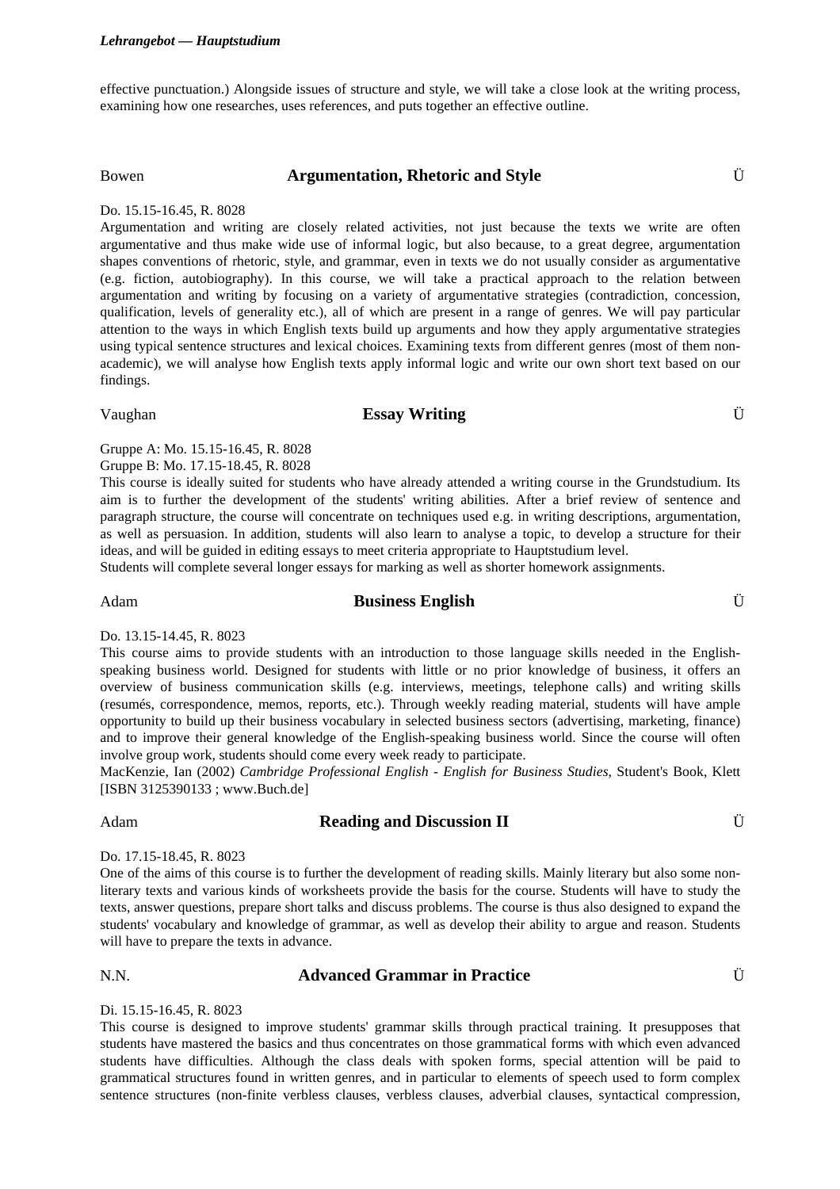effective punctuation.) Alongside issues of structure and style, we will take a close look at the writing process, examining how one researches, uses references, and puts together an effective outline.

## Bowen — **Argumentation, Rhetoric and Style** — Ü

Do. 15.15-16.45, R. 8028

Argumentation and writing are closely related activities, not just because the texts we write are often argumentative and thus make wide use of informal logic, but also because, to a great degree, argumentation shapes conventions of rhetoric, style, and grammar, even in texts we do not usually consider as argumentative (e.g. fiction, autobiography). In this course, we will take a practical approach to the relation between argumentation and writing by focusing on a variety of argumentative strategies (contradiction, concession, qualification, levels of generality etc.), all of which are present in a range of genres. We will pay particular attention to the ways in which English texts build up arguments and how they apply argumentative strategies using typical sentence structures and lexical choices. Examining texts from different genres (most of them non-academic), we will analyse how English texts apply informal logic and write our own short text based on our findings.

## Vaughan — **Essay Writing** — Ü

Gruppe A: Mo. 15.15-16.45, R. 8028
Gruppe B: Mo. 17.15-18.45, R. 8028

This course is ideally suited for students who have already attended a writing course in the Grundstudium. Its aim is to further the development of the students' writing abilities. After a brief review of sentence and paragraph structure, the course will concentrate on techniques used e.g. in writing descriptions, argumentation, as well as persuasion. In addition, students will also learn to analyse a topic, to develop a structure for their ideas, and will be guided in editing essays to meet criteria appropriate to Hauptstudium level.
Students will complete several longer essays for marking as well as shorter homework assignments.

## Adam — **Business English** — Ü

Do. 13.15-14.45, R. 8023

This course aims to provide students with an introduction to those language skills needed in the English-speaking business world. Designed for students with little or no prior knowledge of business, it offers an overview of business communication skills (e.g. interviews, meetings, telephone calls) and writing skills (resumés, correspondence, memos, reports, etc.). Through weekly reading material, students will have ample opportunity to build up their business vocabulary in selected business sectors (advertising, marketing, finance) and to improve their general knowledge of the English-speaking business world. Since the course will often involve group work, students should come every week ready to participate.
MacKenzie, Ian (2002) *Cambridge Professional English - English for Business Studies*, Student's Book, Klett [ISBN 3125390133 ; www.Buch.de]

## Adam — **Reading and Discussion II** — Ü

Do. 17.15-18.45, R. 8023

One of the aims of this course is to further the development of reading skills. Mainly literary but also some non-literary texts and various kinds of worksheets provide the basis for the course. Students will have to study the texts, answer questions, prepare short talks and discuss problems. The course is thus also designed to expand the students' vocabulary and knowledge of grammar, as well as develop their ability to argue and reason. Students will have to prepare the texts in advance.

## N.N. — **Advanced Grammar in Practice** — Ü

Di. 15.15-16.45, R. 8023

This course is designed to improve students' grammar skills through practical training. It presupposes that students have mastered the basics and thus concentrates on those grammatical forms with which even advanced students have difficulties. Although the class deals with spoken forms, special attention will be paid to grammatical structures found in written genres, and in particular to elements of speech used to form complex sentence structures (non-finite verbless clauses, verbless clauses, adverbial clauses, syntactical compression,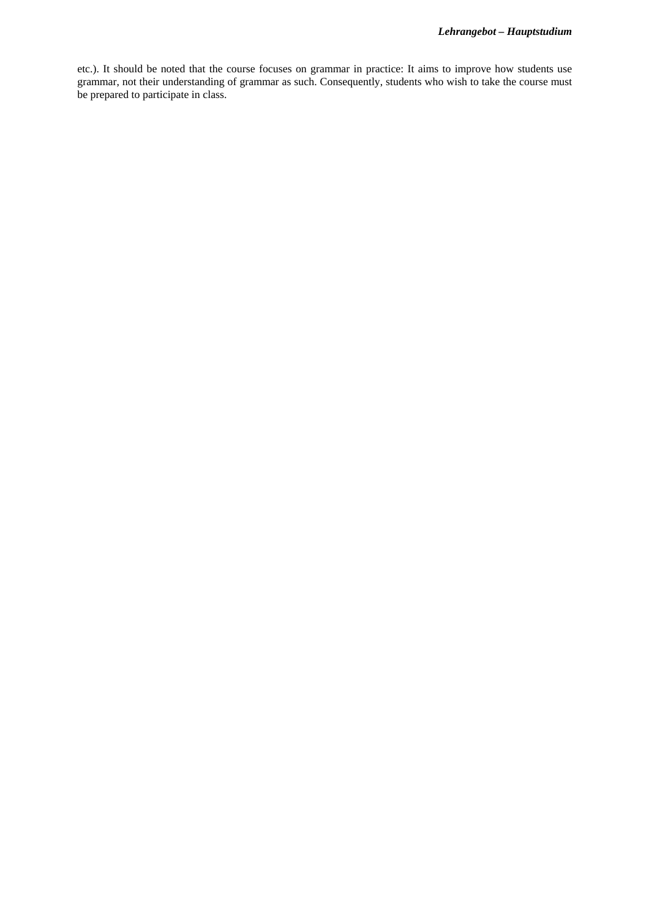etc.). It should be noted that the course focuses on grammar in practice: It aims to improve how students use grammar, not their understanding of grammar as such. Consequently, students who wish to take the course must be prepared to participate in class.